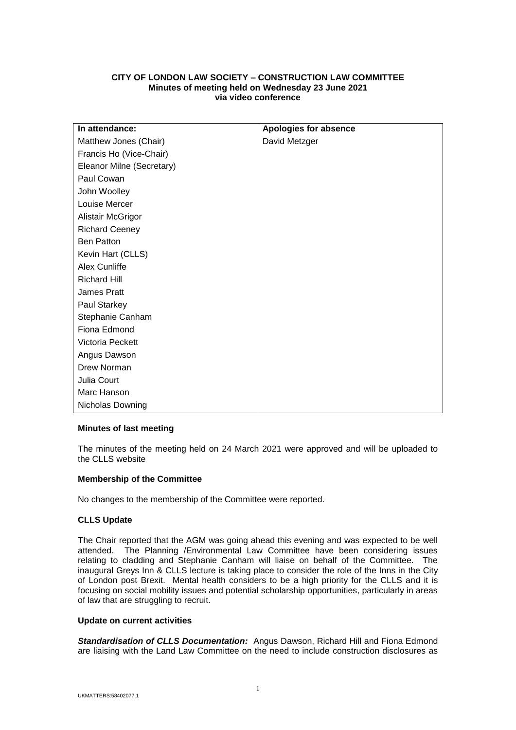**CITY OF LONDON LAW SOCIETY – CONSTRUCTION LAW COMMITTEE**
**Minutes of meeting held on Wednesday 23 June 2021**
**via video conference**

| In attendance: | Apologies for absence |
|---|---|
| Matthew Jones (Chair) | David Metzger |
| Francis Ho (Vice-Chair) | |
| Eleanor Milne (Secretary) | |
| Paul Cowan | |
| John Woolley | |
| Louise Mercer | |
| Alistair McGrigor | |
| Richard Ceeney | |
| Ben Patton | |
| Kevin Hart (CLLS) | |
| Alex Cunliffe | |
| Richard Hill | |
| James Pratt | |
| Paul Starkey | |
| Stephanie Canham | |
| Fiona Edmond | |
| Victoria Peckett | |
| Angus Dawson | |
| Drew Norman | |
| Julia Court | |
| Marc Hanson | |
| Nicholas Downing | |

**Minutes of last meeting**

The minutes of the meeting held on 24 March 2021 were approved and will be uploaded to the CLLS website

**Membership of the Committee**

No changes to the membership of the Committee were reported.

**CLLS Update**

The Chair reported that the AGM was going ahead this evening and was expected to be well attended. The Planning /Environmental Law Committee have been considering issues relating to cladding and Stephanie Canham will liaise on behalf of the Committee. The inaugural Greys Inn & CLLS lecture is taking place to consider the role of the Inns in the City of London post Brexit. Mental health considers to be a high priority for the CLLS and it is focusing on social mobility issues and potential scholarship opportunities, particularly in areas of law that are struggling to recruit.

**Update on current activities**

***Standardisation of CLLS Documentation:*** Angus Dawson, Richard Hill and Fiona Edmond are liaising with the Land Law Committee on the need to include construction disclosures as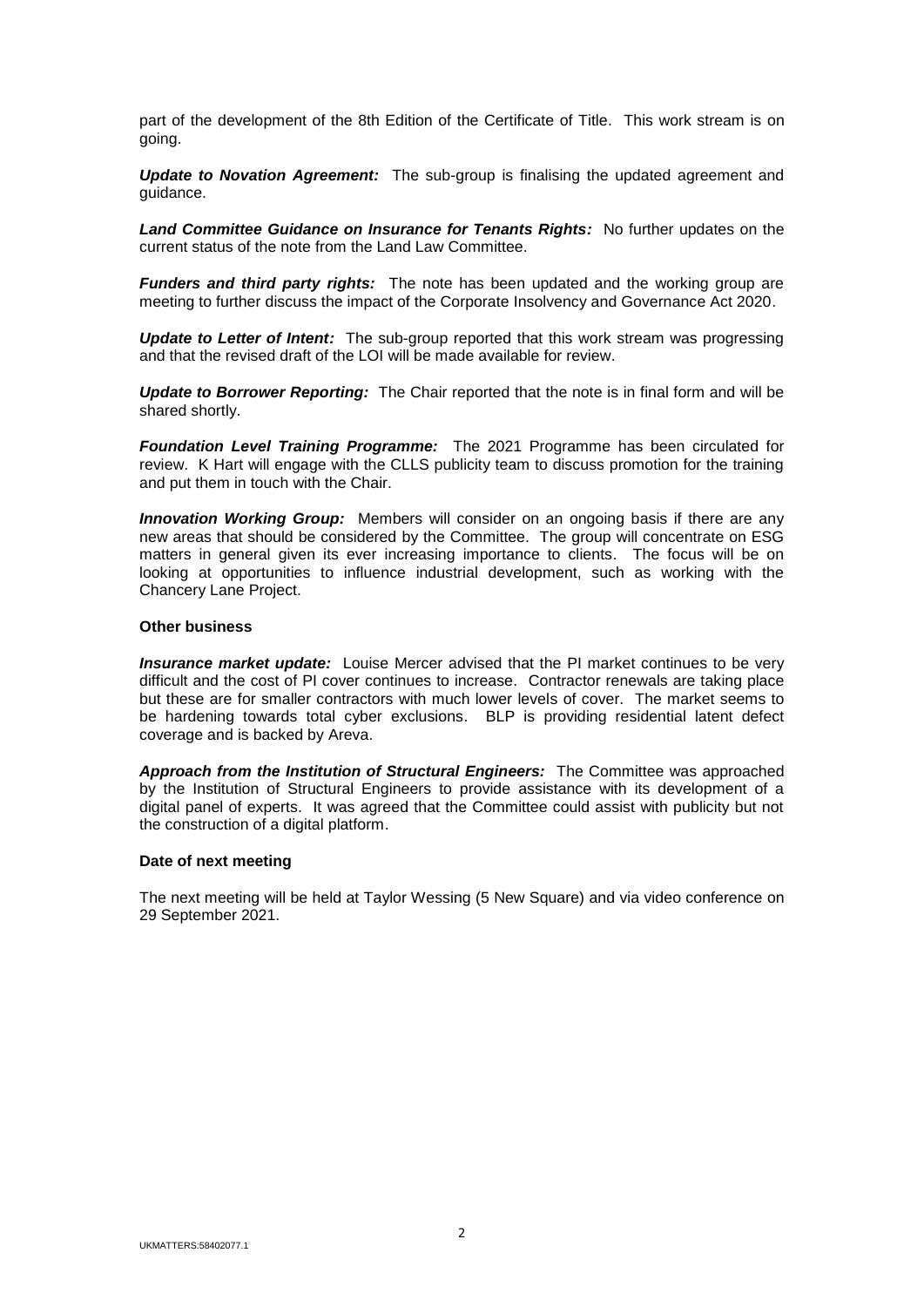part of the development of the 8th Edition of the Certificate of Title. This work stream is on going.

***Update to Novation Agreement:*** The sub-group is finalising the updated agreement and guidance.

***Land Committee Guidance on Insurance for Tenants Rights:*** No further updates on the current status of the note from the Land Law Committee.

***Funders and third party rights:*** The note has been updated and the working group are meeting to further discuss the impact of the Corporate Insolvency and Governance Act 2020.

***Update to Letter of Intent:*** The sub-group reported that this work stream was progressing and that the revised draft of the LOI will be made available for review.

***Update to Borrower Reporting:*** The Chair reported that the note is in final form and will be shared shortly.

***Foundation Level Training Programme:*** The 2021 Programme has been circulated for review. K Hart will engage with the CLLS publicity team to discuss promotion for the training and put them in touch with the Chair.

***Innovation Working Group:*** Members will consider on an ongoing basis if there are any new areas that should be considered by the Committee. The group will concentrate on ESG matters in general given its ever increasing importance to clients. The focus will be on looking at opportunities to influence industrial development, such as working with the Chancery Lane Project.

**Other business**

***Insurance market update:*** Louise Mercer advised that the PI market continues to be very difficult and the cost of PI cover continues to increase. Contractor renewals are taking place but these are for smaller contractors with much lower levels of cover. The market seems to be hardening towards total cyber exclusions. BLP is providing residential latent defect coverage and is backed by Areva.

***Approach from the Institution of Structural Engineers:*** The Committee was approached by the Institution of Structural Engineers to provide assistance with its development of a digital panel of experts. It was agreed that the Committee could assist with publicity but not the construction of a digital platform.

**Date of next meeting**

The next meeting will be held at Taylor Wessing (5 New Square) and via video conference on 29 September 2021.